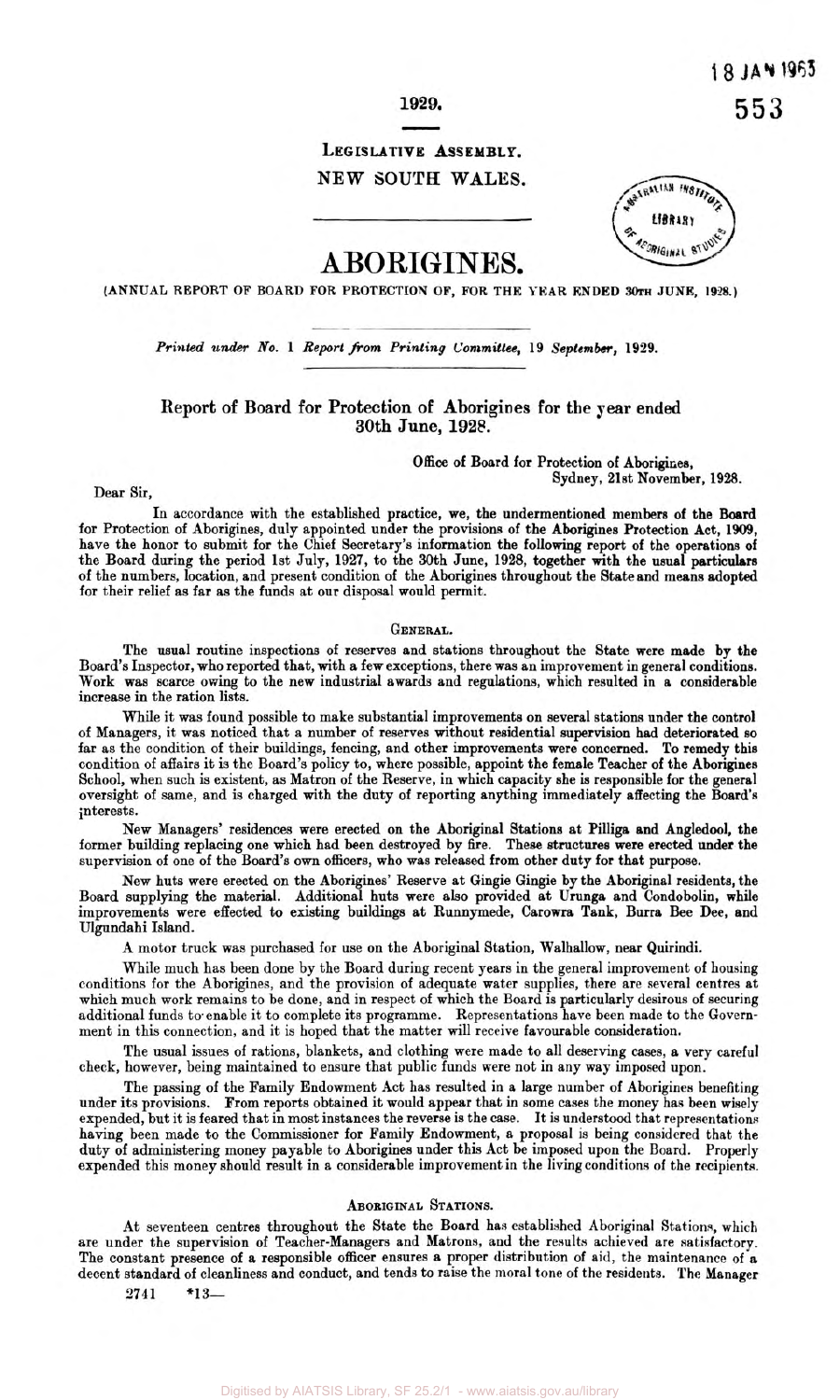1929.

LEGISLATIVE ASSEMBLY.

NEW SOUTH WALES.

# ABORIGINES.

(ANNUAL REPORT OF BOARD FOR PROTECTION OF, FOR THE YEAR ENDED 30TH JUNE, 1928.)

*Printed under No. 1 Report from Printing Committee, 19 September, 1929.*

## Report of Board for Protection of Aborigines for the year ended 30th June, 1928.

Office of Board for Protection of Aborigines,
Sydney, 21st November, 1928.

Dear Sir,

In accordance with the established practice, we, the undermentioned members of the Board for Protection of Aborigines, duly appointed under the provisions of the Aborigines Protection Act, 1909, have the honor to submit for the Chief Secretary's information the following report of the operations of the Board during the period 1st July, 1927, to the 30th June, 1928, together with the usual particulars of the numbers, location, and present condition of the Aborigines throughout the State and means adopted for their relief as far as the funds at our disposal would permit.

### GENERAL.

The usual routine inspections of reserves and stations throughout the State were made by the Board's Inspector, who reported that, with a few exceptions, there was an improvement in general conditions. Work was scarce owing to the new industrial awards and regulations, which resulted in a considerable increase in the ration lists.

While it was found possible to make substantial improvements on several stations under the control of Managers, it was noticed that a number of reserves without residential supervision had deteriorated so far as the condition of their buildings, fencing, and other improvements were concerned. To remedy this condition of affairs it is the Board's policy to, where possible, appoint the female Teacher of the Aborigines School, when such is existent, as Matron of the Reserve, in which capacity she is responsible for the general oversight of same, and is charged with the duty of reporting anything immediately affecting the Board's interests.

New Managers' residences were erected on the Aboriginal Stations at Pilliga and Angledool, the former building replacing one which had been destroyed by fire. These structures were erected under the supervision of one of the Board's own officers, who was released from other duty for that purpose.

New huts were erected on the Aborigines' Reserve at Gingie Gingie by the Aboriginal residents, the Board supplying the material. Additional huts were also provided at Urunga and Condobolin, while improvements were effected to existing buildings at Runnymede, Carowra Tank, Burra Bee Dee, and Ulgundahi Island.

A motor truck was purchased for use on the Aboriginal Station, Walhallow, near Quirindi.

While much has been done by the Board during recent years in the general improvement of housing conditions for the Aborigines, and the provision of adequate water supplies, there are several centres at which much work remains to be done, and in respect of which the Board is particularly desirous of securing additional funds to enable it to complete its programme. Representations have been made to the Government in this connection, and it is hoped that the matter will receive favourable consideration.

The usual issues of rations, blankets, and clothing were made to all deserving cases, a very careful check, however, being maintained to ensure that public funds were not in any way imposed upon.

The passing of the Family Endowment Act has resulted in a large number of Aborigines benefiting under its provisions. From reports obtained it would appear that in some cases the money has been wisely expended, but it is feared that in most instances the reverse is the case. It is understood that representations having been made to the Commissioner for Family Endowment, a proposal is being considered that the duty of administering money payable to Aborigines under this Act be imposed upon the Board. Properly expended this money should result in a considerable improvement in the living conditions of the recipients.

### ABORIGINAL STATIONS.

At seventeen centres throughout the State the Board has established Aboriginal Stations, which are under the supervision of Teacher-Managers and Matrons, and the results achieved are satisfactory. The constant presence of a responsible officer ensures a proper distribution of aid, the maintenance of a decent standard of cleanliness and conduct, and tends to raise the moral tone of the residents. The Manager

2741 *13—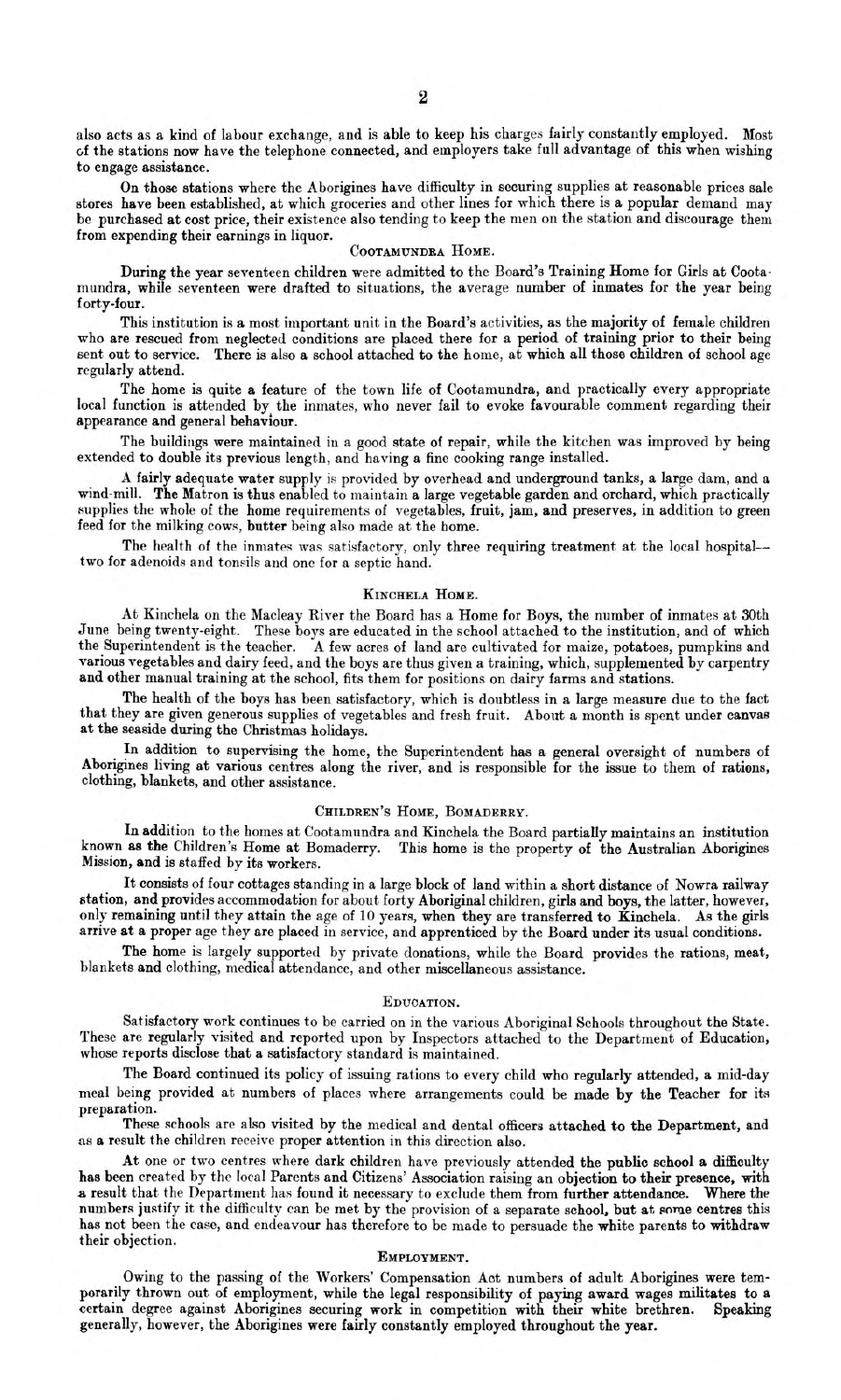also acts as a kind of labour exchange, and is able to keep his charges fairly constantly employed. Most of the stations now have the telephone connected, and employers take full advantage of this when wishing to engage assistance.

On those stations where the Aborigines have difficulty in securing supplies at reasonable prices sale stores have been established, at which groceries and other lines for which there is a popular demand may be purchased at cost price, their existence also tending to keep the men on the station and discourage them from expending their earnings in liquor.

## Cootamundra Home.

During the year seventeen children were admitted to the Board's Training Home for Girls at Cootamundra, while seventeen were drafted to situations, the average number of inmates for the year being forty-four.

This institution is a most important unit in the Board's activities, as the majority of female children who are rescued from neglected conditions are placed there for a period of training prior to their being sent out to service. There is also a school attached to the home, at which all those children of school age regularly attend.

The home is quite a feature of the town life of Cootamundra, and practically every appropriate local function is attended by the inmates, who never fail to evoke favourable comment regarding their appearance and general behaviour.

The buildings were maintained in a good state of repair, while the kitchen was improved by being extended to double its previous length, and having a fine cooking range installed.

A fairly adequate water supply is provided by overhead and underground tanks, a large dam, and a wind-mill. The Matron is thus enabled to maintain a large vegetable garden and orchard, which practically supplies the whole of the home requirements of vegetables, fruit, jam, and preserves, in addition to green feed for the milking cows, butter being also made at the home.

The health of the inmates was satisfactory, only three requiring treatment at the local hospital—two for adenoids and tonsils and one for a septic hand.

## Kinchela Home.

At Kinchela on the Macleay River the Board has a Home for Boys, the number of inmates at 30th June being twenty-eight. These boys are educated in the school attached to the institution, and of which the Superintendent is the teacher. A few acres of land are cultivated for maize, potatoes, pumpkins and various vegetables and dairy feed, and the boys are thus given a training, which, supplemented by carpentry and other manual training at the school, fits them for positions on dairy farms and stations.

The health of the boys has been satisfactory, which is doubtless in a large measure due to the fact that they are given generous supplies of vegetables and fresh fruit. About a month is spent under canvas at the seaside during the Christmas holidays.

In addition to supervising the home, the Superintendent has a general oversight of numbers of Aborigines living at various centres along the river, and is responsible for the issue to them of rations, clothing, blankets, and other assistance.

## Children's Home, Bomaderry.

In addition to the homes at Cootamundra and Kinchela the Board partially maintains an institution known as the Children's Home at Bomaderry. This home is the property of the Australian Aborigines Mission, and is staffed by its workers.

It consists of four cottages standing in a large block of land within a short distance of Nowra railway station, and provides accommodation for about forty Aboriginal children, girls and boys, the latter, however, only remaining until they attain the age of 10 years, when they are transferred to Kinchela. As the girls arrive at a proper age they are placed in service, and apprenticed by the Board under its usual conditions.

The home is largely supported by private donations, while the Board provides the rations, meat, blankets and clothing, medical attendance, and other miscellaneous assistance.

## Education.

Satisfactory work continues to be carried on in the various Aboriginal Schools throughout the State. These are regularly visited and reported upon by Inspectors attached to the Department of Education, whose reports disclose that a satisfactory standard is maintained.

The Board continued its policy of issuing rations to every child who regularly attended, a mid-day meal being provided at numbers of places where arrangements could be made by the Teacher for its preparation.

These schools are also visited by the medical and dental officers attached to the Department, and as a result the children receive proper attention in this direction also.

At one or two centres where dark children have previously attended the public school a difficulty has been created by the local Parents and Citizens' Association raising an objection to their presence, with a result that the Department has found it necessary to exclude them from further attendance. Where the numbers justify it the difficulty can be met by the provision of a separate school, but at some centres this has not been the case, and endeavour has therefore to be made to persuade the white parents to withdraw their objection.

## Employment.

Owing to the passing of the Workers' Compensation Act numbers of adult Aborigines were temporarily thrown out of employment, while the legal responsibility of paying award wages militates to a certain degree against Aborigines securing work in competition with their white brethren. Speaking generally, however, the Aborigines were fairly constantly employed throughout the year.